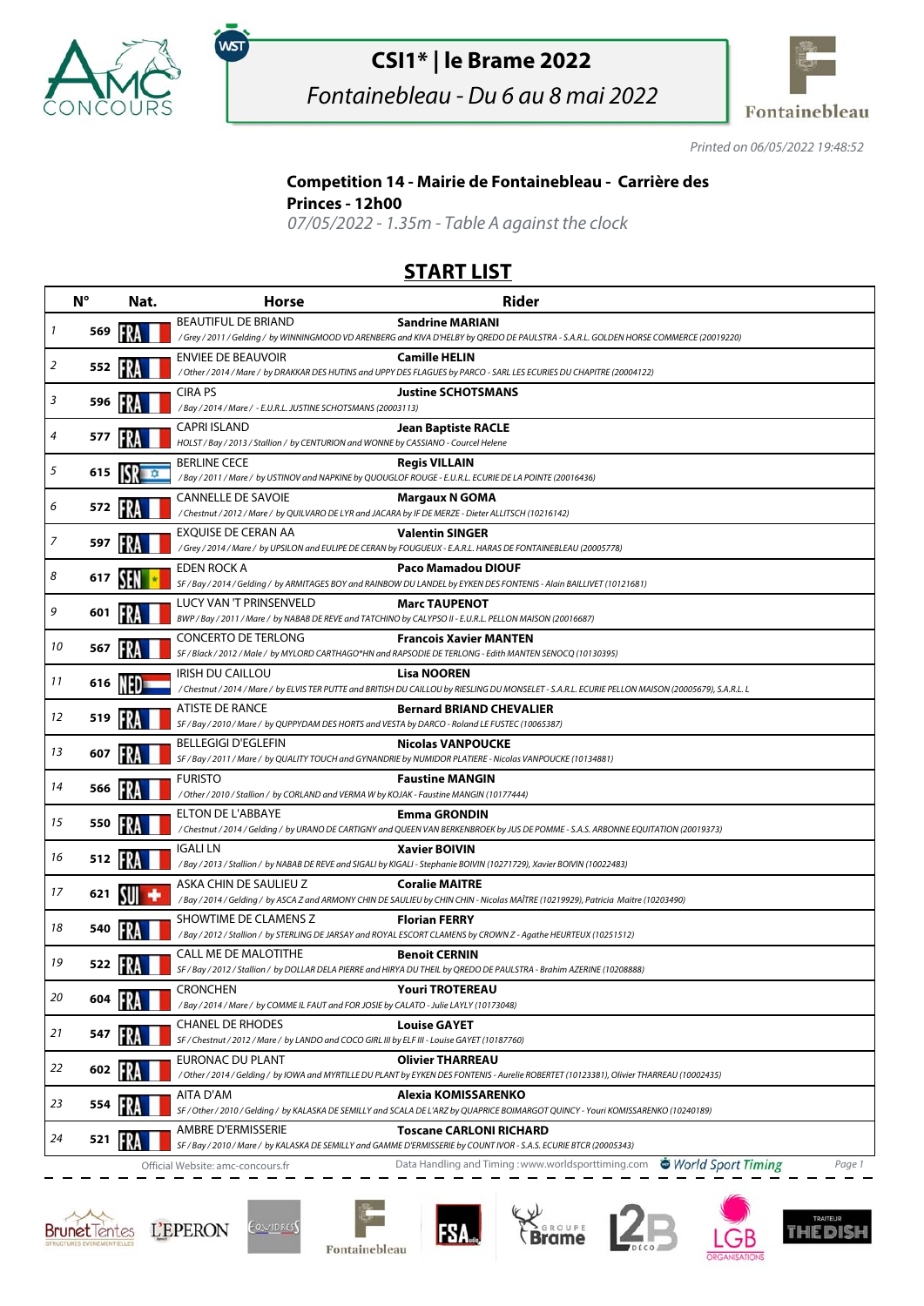# CSI1* | le Brame 2022

*Fontainebleau - Du 6 au 8 mai 2022*

*Printed on 06/05/2022 19:48:52*

**Competition 14 - Mairie de Fontainebleau - Carrière des Princes - 12h00**

*07/05/2022 - 1.35m - Table A against the clock*

## START LIST

| | N° | Nat. | Horse | Rider |
|---|---|---|---|---|
| 1 | 569 | FRA | BEAUTIFUL DE BRIAND<br>/ Grey / 2011 / Gelding / by WINNINGMOOD VD ARENBERG and KIVA D'HELBY by QREDO DE PAULSTRA - S.A.R.L. GOLDEN HORSE COMMERCE (20019220) | **Sandrine MARIANI** |
| 2 | 552 | FRA | ENVIEE DE BEAUVOIR<br>/ Other / 2014 / Mare / by DRAKKAR DES HUTINS and UPPY DES FLAGUES by PARCO - SARL LES ECURIES DU CHAPITRE (20004122) | **Camille HELIN** |
| 3 | 596 | FRA | CIRA PS<br>/ Bay / 2014 / Mare / - E.U.R.L. JUSTINE SCHOTSMANS (20003113) | **Justine SCHOTSMANS** |
| 4 | 577 | FRA | CAPRI ISLAND<br>HOLST / Bay / 2013 / Stallion / by CENTURION and WONNE by CASSIANO - Courcel Helene | **Jean Baptiste RACLE** |
| 5 | 615 | ISR | BERLINE CECE<br>/ Bay / 2011 / Mare / by USTINOV and NAPKINE by QUOUGLOF ROUGE - E.U.R.L. ECURIE DE LA POINTE (20016436) | **Regis VILLAIN** |
| 6 | 572 | FRA | CANNELLE DE SAVOIE<br>/ Chestnut / 2012 / Mare / by QUILVARO DE LYR and JACARA by IF DE MERZE - Dieter ALLITSCH (10216142) | **Margaux N GOMA** |
| 7 | 597 | FRA | EXQUISE DE CERAN AA<br>/ Grey / 2014 / Mare / by UPSILON and EULIPE DE CERAN by FOUGUEUX - E.A.R.L. HARAS DE FONTAINEBLEAU (20005778) | **Valentin SINGER** |
| 8 | 617 | SEN | EDEN ROCK A<br>SF / Bay / 2014 / Gelding / by ARMITAGES BOY and RAINBOW DU LANDEL by EYKEN DES FONTENIS - Alain BAILLIVET (10121681) | **Paco Mamadou DIOUF** |
| 9 | 601 | FRA | LUCY VAN 'T PRINSENVELD<br>BWP / Bay / 2011 / Mare / by NABAB DE REVE and TATCHINO by CALYPSO II - E.U.R.L. PELLON MAISON (20016687) | **Marc TAUPENOT** |
| 10 | 567 | FRA | CONCERTO DE TERLONG<br>SF / Black / 2012 / Male / by MYLORD CARTHAGO*HN and RAPSODIE DE TERLONG - Edith MANTEN SENOCQ (10130395) | **Francois Xavier MANTEN** |
| 11 | 616 | NED | IRISH DU CAILLOU<br>/ Chestnut / 2014 / Mare / by ELVIS TER PUTTE and BRITISH DU CAILLOU by RIESLING DU MONSELET - S.A.R.L. ECURIE PELLON MAISON (20005679), S.A.R.L. L | **Lisa NOOREN** |
| 12 | 519 | FRA | ATISTE DE RANCE<br>SF / Bay / 2010 / Mare / by QUPPYDAM DES HORTS and VESTA by DARCO - Roland LE FUSTEC (10065387) | **Bernard BRIAND CHEVALIER** |
| 13 | 607 | FRA | BELLEGIGI D'EGLEFIN<br>SF / Bay / 2011 / Mare / by QUALITY TOUCH and GYNANDRIE by NUMIDOR PLATIERE - Nicolas VANPOUCKE (10134881) | **Nicolas VANPOUCKE** |
| 14 | 566 | FRA | FURISTO<br>/ Other / 2010 / Stallion / by CORLAND and VERMA W by KOJAK - Faustine MANGIN (10177444) | **Faustine MANGIN** |
| 15 | 550 | FRA | ELTON DE L'ABBAYE<br>/ Chestnut / 2014 / Gelding / by URANO DE CARTIGNY and QUEEN VAN BERKENBROEK by JUS DE POMME - S.A.S. ARBONNE EQUITATION (20019373) | **Emma GRONDIN** |
| 16 | 512 | FRA | IGALI LN<br>/ Bay / 2013 / Stallion / by NABAB DE REVE and SIGALI by KIGALI - Stephanie BOIVIN (10271729), Xavier BOIVIN (10022483) | **Xavier BOIVIN** |
| 17 | 621 | SUI | ASKA CHIN DE SAULIEU Z<br>/ Bay / 2014 / Gelding / by ASCA Z and ARMONY CHIN DE SAULIEU by CHIN CHIN - Nicolas MAÎTRE (10219929), Patricia Maitre (10203490) | **Coralie MAITRE** |
| 18 | 540 | FRA | SHOWTIME DE CLAMENS Z<br>/ Bay / 2012 / Stallion / by STERLING DE JARSAY and ROYAL ESCORT CLAMENS by CROWN Z - Agathe HEURTEUX (10251512) | **Florian FERRY** |
| 19 | 522 | FRA | CALL ME DE MALOTITHE<br>SF / Bay / 2012 / Stallion / by DOLLAR DELA PIERRE and HIRYA DU THEIL by QREDO DE PAULSTRA - Brahim AZERINE (10208888) | **Benoit CERNIN** |
| 20 | 604 | FRA | CRONCHEN<br>/ Bay / 2014 / Mare / by COMME IL FAUT and FOR JOSIE by CALATO - Julie LAYLY (10173048) | **Youri TROTEREAU** |
| 21 | 547 | FRA | CHANEL DE RHODES<br>SF / Chestnut / 2012 / Mare / by LANDO and COCO GIRL III by ELF III - Louise GAYET (10187760) | **Louise GAYET** |
| 22 | 602 | FRA | EURONAC DU PLANT<br>/ Other / 2014 / Gelding / by IOWA and MYRTILLE DU PLANT by EYKEN DES FONTENIS - Aurelie ROBERTET (10123381), Olivier THARREAU (10002435) | **Olivier THARREAU** |
| 23 | 554 | FRA | AITA D'AM<br>SF / Other / 2010 / Gelding / by KALASKA DE SEMILLY and SCALA DE L'ARZ by QUAPRICE BOIMARGOT QUINCY - Youri KOMISSARENKO (10240819) | **Alexia KOMISSARENKO** |
| 24 | 521 | FRA | AMBRE D'ERMISSERIE<br>SF / Bay / 2010 / Mare / by KALASKA DE SEMILLY and GAMME D'ERMISSERIE by COUNT IVOR - S.A.S. ECURIE BTCR (20005343) | **Toscane CARLONI RICHARD** |

Official Website: amc-concours.fr — Data Handling and Timing : www.worldsporttiming.com — World Sport Timing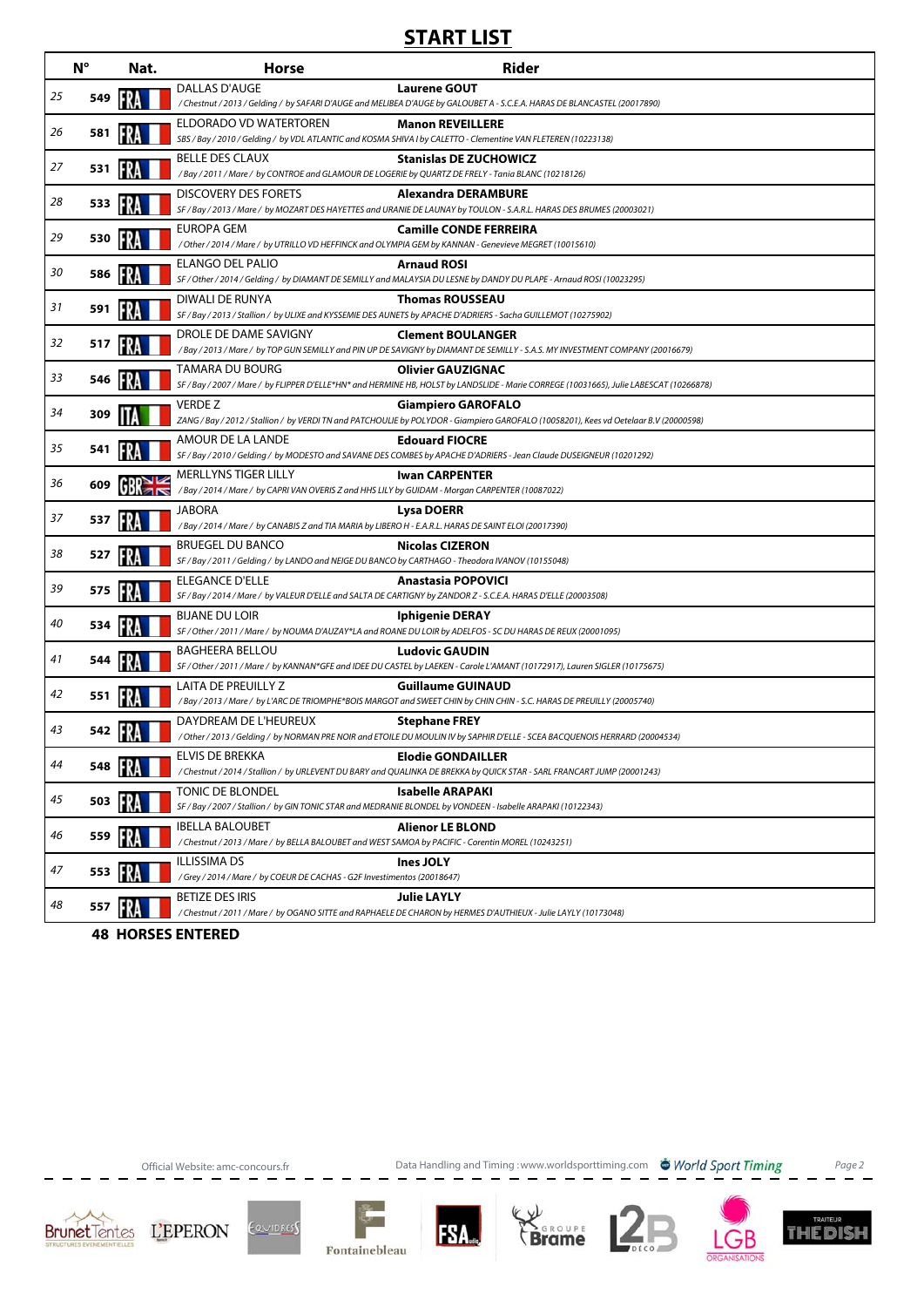# START LIST

| | N° | Nat. | Horse | Rider |
|---|---|---|---|---|
| 25 | 549 | FRA | DALLAS D'AUGE<br>*/ Chestnut / 2013 / Gelding / by SAFARI D'AUGE and MELIBEA D'AUGE by GALOUBET A - S.C.E.A. HARAS DE BLANCASTEL (20017890)* | **Laurene GOUT** |
| 26 | 581 | FRA | ELDORADO VD WATERTOREN<br>*SBS / Bay / 2010 / Gelding / by VDL ATLANTIC and KOSMA SHIVA I by CALETTO - Clementine VAN FLETEREN (10223138)* | **Manon REVEILLERE** |
| 27 | 531 | FRA | BELLE DES CLAUX<br>*/ Bay / 2011 / Mare / by CONTROE and GLAMOUR DE LOGERIE by QUARTZ DE FRELY - Tania BLANC (10218126)* | **Stanislas DE ZUCHOWICZ** |
| 28 | 533 | FRA | DISCOVERY DES FORETS<br>*SF / Bay / 2013 / Mare / by MOZART DES HAYETTES and URANIE DE LAUNAY by TOULON - S.A.R.L. HARAS DES BRUMES (20003021)* | **Alexandra DERAMBURE** |
| 29 | 530 | FRA | EUROPA GEM<br>*/ Other / 2014 / Mare / by UTRILLO VD HEFFINCK and OLYMPIA GEM by KANNAN - Genevieve MEGRET (10015610)* | **Camille CONDE FERREIRA** |
| 30 | 586 | FRA | ELANGO DEL PALIO<br>*SF / Other / 2014 / Gelding / by DIAMANT DE SEMILLY and MALAYSIA DU LESNE by DANDY DU PLAPE - Arnaud ROSI (10023295)* | **Arnaud ROSI** |
| 31 | 591 | FRA | DIWALI DE RUNYA<br>*SF / Bay / 2013 / Stallion / by ULIXE and KYSSEMIE DES AUNETS by APACHE D'ADRIERS - Sacha GUILLEMOT (10275902)* | **Thomas ROUSSEAU** |
| 32 | 517 | FRA | DROLE DE DAME SAVIGNY<br>*/ Bay / 2013 / Mare / by TOP GUN SEMILLY and PIN UP DE SAVIGNY by DIAMANT DE SEMILLY - S.A.S. MY INVESTMENT COMPANY (20016679)* | **Clement BOULANGER** |
| 33 | 546 | FRA | TAMARA DU BOURG<br>*SF / Bay / 2007 / Mare / by FLIPPER D'ELLE*HN* and HERMINE HB, HOLST by LANDSLIDE - Marie CORREGE (10031665), Julie LABESCAT (10266878)* | **Olivier GAUZIGNAC** |
| 34 | 309 | ITA | VERDE Z<br>*ZANG / Bay / 2012 / Stallion / by VERDI TN and PATCHOULIE by POLYDOR - Giampiero GAROFALO (10058201), Kees vd Oetelaar B.V (20000598)* | **Giampiero GAROFALO** |
| 35 | 541 | FRA | AMOUR DE LA LANDE<br>*SF / Bay / 2010 / Gelding / by MODESTO and SAVANE DES COMBES by APACHE D'ADRIERS - Jean Claude DUSEIGNEUR (10201292)* | **Edouard FIOCRE** |
| 36 | 609 | GBR | MERLLYNS TIGER LILLY<br>*/ Bay / 2014 / Mare / by CAPRI VAN OVERIS Z and HHS LILY by GUIDAM - Morgan CARPENTER (10087022)* | **Iwan CARPENTER** |
| 37 | 537 | FRA | JABORA<br>*/ Bay / 2014 / Mare / by CANABIS Z and TIA MARIA by LIBERO H - E.A.R.L. HARAS DE SAINT ELOI (20017390)* | **Lysa DOERR** |
| 38 | 527 | FRA | BRUEGEL DU BANCO<br>*SF / Bay / 2011 / Gelding / by LANDO and NEIGE DU BANCO by CARTHAGO - Theodora IVANOV (10155048)* | **Nicolas CIZERON** |
| 39 | 575 | FRA | ELEGANCE D'ELLE<br>*SF / Bay / 2014 / Mare / by VALEUR D'ELLE and SALTA DE CARTIGNY by ZANDOR Z - S.C.E.A. HARAS D'ELLE (20003508)* | **Anastasia POPOVICI** |
| 40 | 534 | FRA | BIJANE DU LOIR<br>*SF / Other / 2011 / Mare / by NOUMA D'AUZAY*LA and ROANE DU LOIR by ADELFOS - SC DU HARAS DE REUX (20001095)* | **Iphigenie DERAY** |
| 41 | 544 | FRA | BAGHEERA BELLOU<br>*SF / Other / 2011 / Mare / by KANNAN*GFE and IDEE DU CASTEL by LAEKEN - Carole L'AMANT (10172917), Lauren SIGLER (10175675)* | **Ludovic GAUDIN** |
| 42 | 551 | FRA | LAITA DE PREUILLY Z<br>*/ Bay / 2013 / Mare / by L'ARC DE TRIOMPHE*BOIS MARGOT and SWEET CHIN by CHIN CHIN - S.C. HARAS DE PREUILLY (20005740)* | **Guillaume GUINAUD** |
| 43 | 542 | FRA | DAYDREAM DE L'HEUREUX<br>*/ Other / 2013 / Gelding / by NORMAN PRE NOIR and ETOILE DU MOULIN IV by SAPHIR D'ELLE - SCEA BACQUENOIS HERRARD (20004534)* | **Stephane FREY** |
| 44 | 548 | FRA | ELVIS DE BREKKA<br>*/ Chestnut / 2014 / Stallion / by URLEVENT DU BARY and QUALINKA DE BREKKA by QUICK STAR - SARL FRANCART JUMP (20001243)* | **Elodie GONDAILLER** |
| 45 | 503 | FRA | TONIC DE BLONDEL<br>*SF / Bay / 2007 / Stallion / by GIN TONIC STAR and MEDRANIE BLONDEL by VONDEEN - Isabelle ARAPAKI (10122343)* | **Isabelle ARAPAKI** |
| 46 | 559 | FRA | IBELLA BALOUBET<br>*/ Chestnut / 2013 / Mare / by BELLA BALOUBET and WEST SAMOA by PACIFIC - Corentin MOREL (10243251)* | **Alienor LE BLOND** |
| 47 | 553 | FRA | ILLISSIMA DS<br>*/ Grey / 2014 / Mare / by COEUR DE CACHAS - G2F Investimentos (20018647)* | **Ines JOLY** |
| 48 | 557 | FRA | BETIZE DES IRIS<br>*/ Chestnut / 2011 / Mare / by OGANO SITTE and RAPHAELE DE CHARON by HERMES D'AUTHIEUX - Julie LAYLY (10173048)* | **Julie LAYLY** |

**48 HORSES ENTERED**

Official Website: amc-concours.fr

Data Handling and Timing : www.worldsporttiming.com World Sport Timing